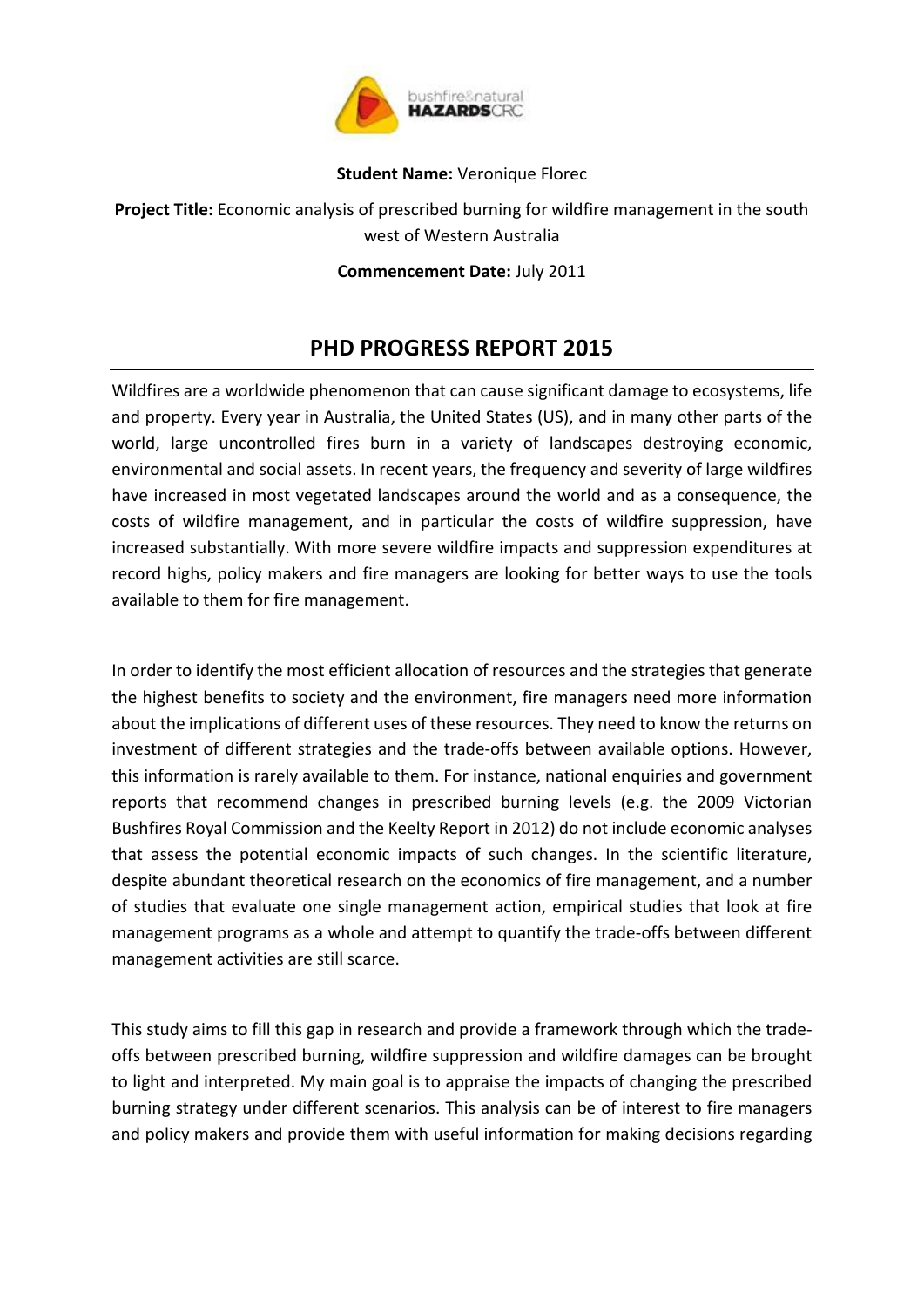**Student Name:** Veronique Florec

**Project Title:** Economic analysis of prescribed burning for wildfire management in the south west of Western Australia

**Commencement Date:** July 2011

# PHD PROGRESS REPORT 2015

Wildfires are a worldwide phenomenon that can cause significant damage to ecosystems, life and property. Every year in Australia, the United States (US), and in many other parts of the world, large uncontrolled fires burn in a variety of landscapes destroying economic, environmental and social assets. In recent years, the frequency and severity of large wildfires have increased in most vegetated landscapes around the world and as a consequence, the costs of wildfire management, and in particular the costs of wildfire suppression, have increased substantially. With more severe wildfire impacts and suppression expenditures at record highs, policy makers and fire managers are looking for better ways to use the tools available to them for fire management.

In order to identify the most efficient allocation of resources and the strategies that generate the highest benefits to society and the environment, fire managers need more information about the implications of different uses of these resources. They need to know the returns on investment of different strategies and the trade-offs between available options. However, this information is rarely available to them. For instance, national enquiries and government reports that recommend changes in prescribed burning levels (e.g. the 2009 Victorian Bushfires Royal Commission and the Keelty Report in 2012) do not include economic analyses that assess the potential economic impacts of such changes. In the scientific literature, despite abundant theoretical research on the economics of fire management, and a number of studies that evaluate one single management action, empirical studies that look at fire management programs as a whole and attempt to quantify the trade-offs between different management activities are still scarce.

This study aims to fill this gap in research and provide a framework through which the trade-offs between prescribed burning, wildfire suppression and wildfire damages can be brought to light and interpreted. My main goal is to appraise the impacts of changing the prescribed burning strategy under different scenarios. This analysis can be of interest to fire managers and policy makers and provide them with useful information for making decisions regarding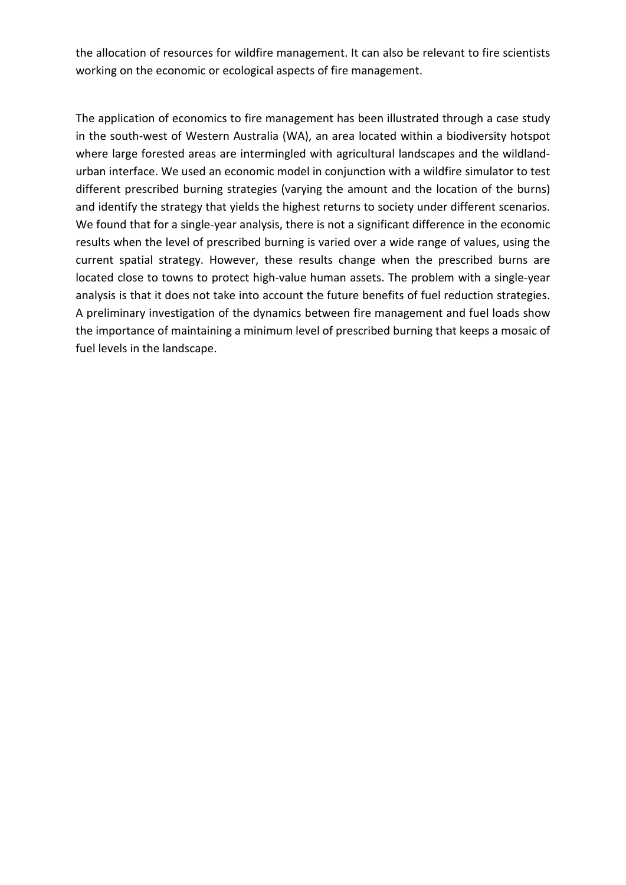the allocation of resources for wildfire management. It can also be relevant to fire scientists working on the economic or ecological aspects of fire management.

The application of economics to fire management has been illustrated through a case study in the south-west of Western Australia (WA), an area located within a biodiversity hotspot where large forested areas are intermingled with agricultural landscapes and the wildland-urban interface. We used an economic model in conjunction with a wildfire simulator to test different prescribed burning strategies (varying the amount and the location of the burns) and identify the strategy that yields the highest returns to society under different scenarios. We found that for a single-year analysis, there is not a significant difference in the economic results when the level of prescribed burning is varied over a wide range of values, using the current spatial strategy. However, these results change when the prescribed burns are located close to towns to protect high-value human assets. The problem with a single-year analysis is that it does not take into account the future benefits of fuel reduction strategies. A preliminary investigation of the dynamics between fire management and fuel loads show the importance of maintaining a minimum level of prescribed burning that keeps a mosaic of fuel levels in the landscape.